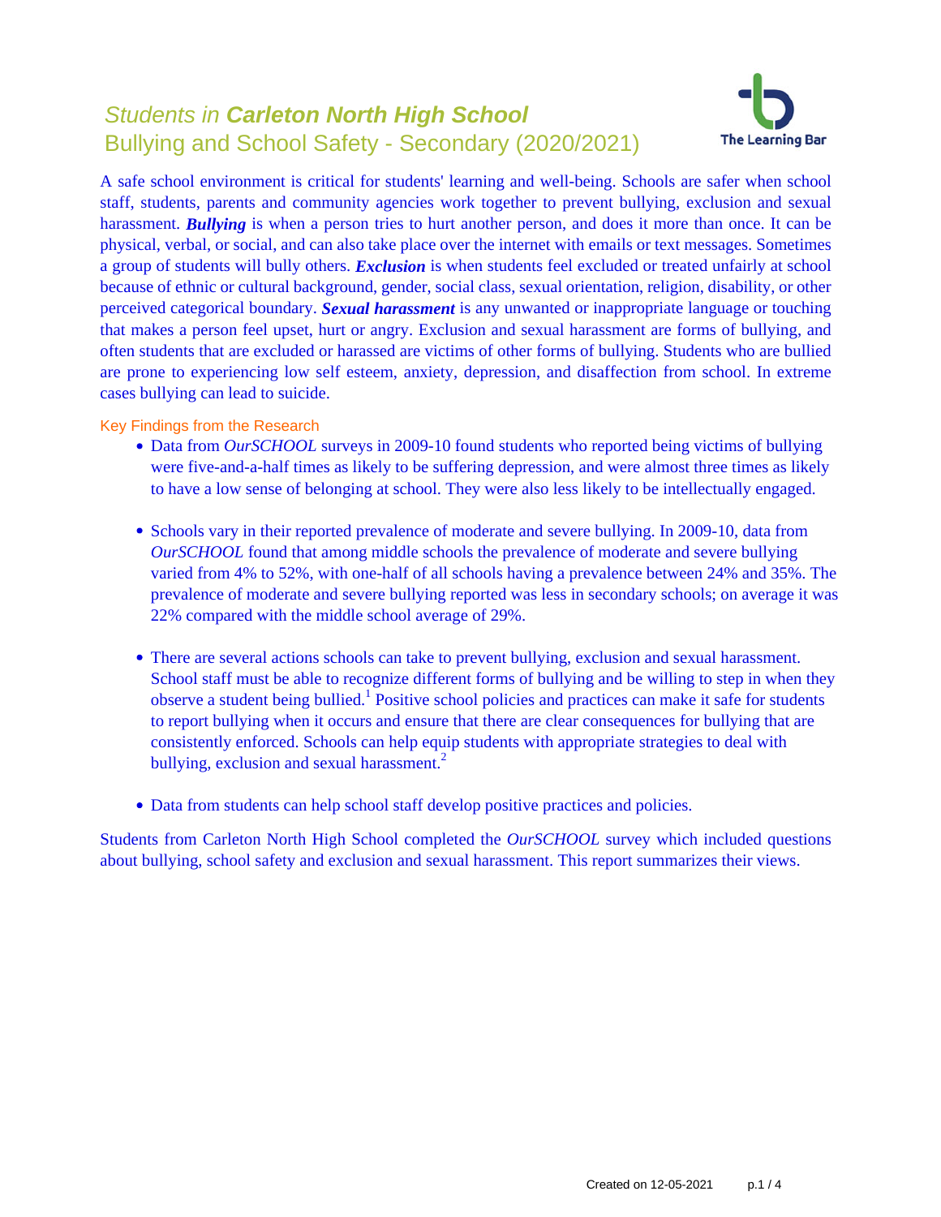# *Students in **Carleton North High School***
## Bullying and School Safety - Secondary (2020/2021)

The Learning Bar

A safe school environment is critical for students' learning and well-being. Schools are safer when school staff, students, parents and community agencies work together to prevent bullying, exclusion and sexual harassment. ***Bullying*** is when a person tries to hurt another person, and does it more than once. It can be physical, verbal, or social, and can also take place over the internet with emails or text messages. Sometimes a group of students will bully others. ***Exclusion*** is when students feel excluded or treated unfairly at school because of ethnic or cultural background, gender, social class, sexual orientation, religion, disability, or other perceived categorical boundary. ***Sexual harassment*** is any unwanted or inappropriate language or touching that makes a person feel upset, hurt or angry. Exclusion and sexual harassment are forms of bullying, and often students that are excluded or harassed are victims of other forms of bullying. Students who are bullied are prone to experiencing low self esteem, anxiety, depression, and disaffection from school. In extreme cases bullying can lead to suicide.

### Key Findings from the Research

- Data from *OurSCHOOL* surveys in 2009-10 found students who reported being victims of bullying were five-and-a-half times as likely to be suffering depression, and were almost three times as likely to have a low sense of belonging at school. They were also less likely to be intellectually engaged.

- Schools vary in their reported prevalence of moderate and severe bullying. In 2009-10, data from *OurSCHOOL* found that among middle schools the prevalence of moderate and severe bullying varied from 4% to 52%, with one-half of all schools having a prevalence between 24% and 35%. The prevalence of moderate and severe bullying reported was less in secondary schools; on average it was 22% compared with the middle school average of 29%.

- There are several actions schools can take to prevent bullying, exclusion and sexual harassment. School staff must be able to recognize different forms of bullying and be willing to step in when they observe a student being bullied.[1] Positive school policies and practices can make it safe for students to report bullying when it occurs and ensure that there are clear consequences for bullying that are consistently enforced. Schools can help equip students with appropriate strategies to deal with bullying, exclusion and sexual harassment.[2]

- Data from students can help school staff develop positive practices and policies.

Students from Carleton North High School completed the *OurSCHOOL* survey which included questions about bullying, school safety and exclusion and sexual harassment. This report summarizes their views.

Created on 12-05-2021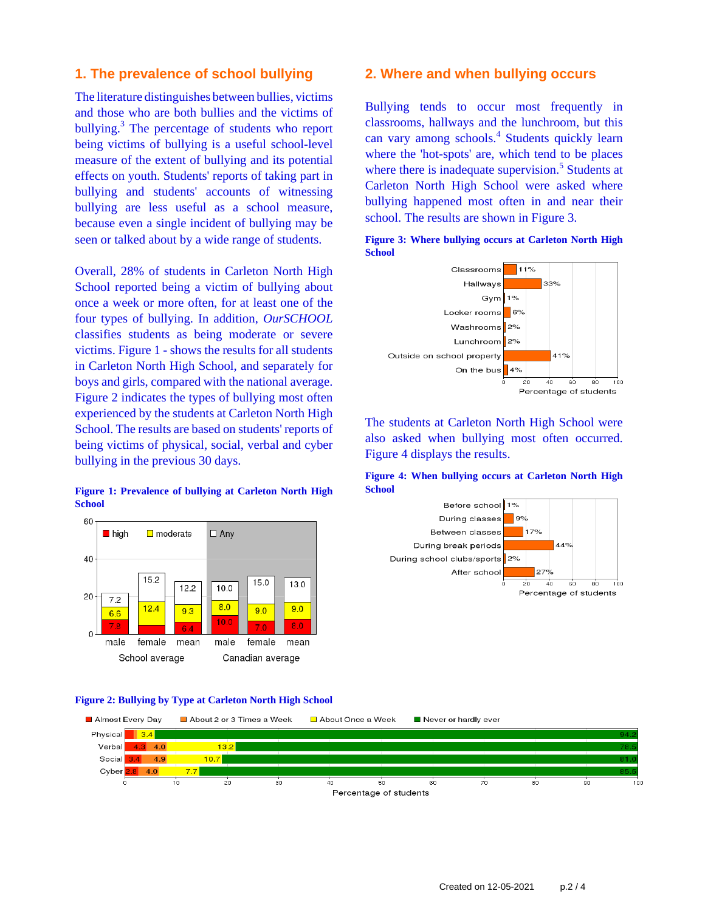## 1. The prevalence of school bullying

The literature distinguishes between bullies, victims and those who are both bullies and the victims of bullying.[3] The percentage of students who report being victims of bullying is a useful school-level measure of the extent of bullying and its potential effects on youth. Students' reports of taking part in bullying and students' accounts of witnessing bullying are less useful as a school measure, because even a single incident of bullying may be seen or talked about by a wide range of students.

Overall, 28% of students in Carleton North High School reported being a victim of bullying about once a week or more often, for at least one of the four types of bullying. In addition, *OurSCHOOL* classifies students as being moderate or severe victims. Figure 1 - shows the results for all students in Carleton North High School, and separately for boys and girls, compared with the national average. Figure 2 indicates the types of bullying most often experienced by the students at Carleton North High School. The results are based on students' reports of being victims of physical, social, verbal and cyber bullying in the previous 30 days.

**Figure 1: Prevalence of bullying at Carleton North High School**

| | School average | | | Canadian average | | |
|---|---|---|---|---|---|---|
| | male | female | mean | male | female | mean |
| high | 7.8 | | 6.4 | 10.0 | 7.0 | 8.0 |
| moderate | 6.6 | 12.4 | 9.3 | 8.0 | 9.0 | 9.0 |
| Any | 7.2 | 15.2 | 12.2 | 10.0 | 15.0 | 13.0 |

**Figure 2: Bullying by Type at Carleton North High School**

| Type | Almost Every Day | About 2 or 3 Times a Week | About Once a Week | Never or hardly ever |
|---|---|---|---|---|
| Physical | | | 3.4 | 94.2 |
| Verbal | 4.3 | 4.0 | 13.2 | 78.5 |
| Social | 3.4 | 4.9 | 10.7 | 81.0 |
| Cyber | 2.8 | 4.0 | 7.7 | 85.5 |

Percentage of students

## 2. Where and when bullying occurs

Bullying tends to occur most frequently in classrooms, hallways and the lunchroom, but this can vary among schools.[4] Students quickly learn where the 'hot-spots' are, which tend to be places where there is inadequate supervision.[5] Students at Carleton North High School were asked where bullying happened most often in and near their school. The results are shown in Figure 3.

**Figure 3: Where bullying occurs at Carleton North High School**

| Location | Percentage of students |
|---|---|
| Classrooms | 11% |
| Hallways | 33% |
| Gym | 1% |
| Locker rooms | 6% |
| Washrooms | 2% |
| Lunchroom | 2% |
| Outside on school property | 41% |
| On the bus | 4% |

The students at Carleton North High School were also asked when bullying most often occurred. Figure 4 displays the results.

**Figure 4: When bullying occurs at Carleton North High School**

| Time | Percentage of students |
|---|---|
| Before school | 1% |
| During classes | 9% |
| Between classes | 17% |
| During break periods | 44% |
| During school clubs/sports | 2% |
| After school | 27% |

Created on 12-05-2021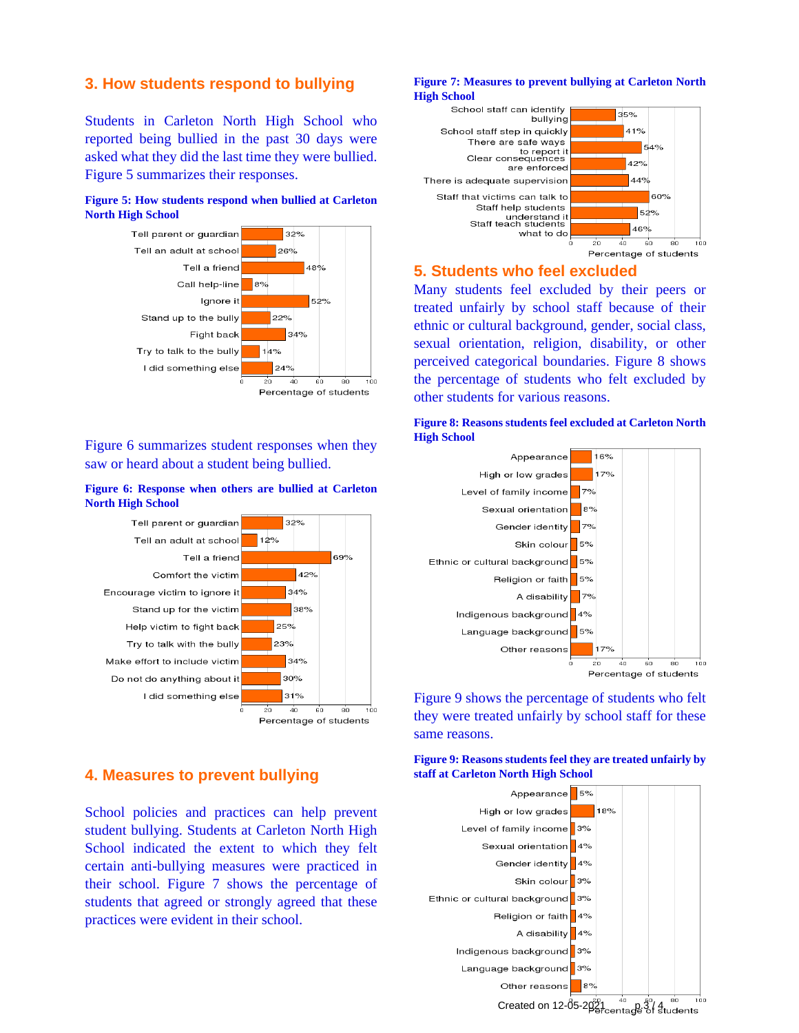## 3. How students respond to bullying

Students in Carleton North High School who reported being bullied in the past 30 days were asked what they did the last time they were bullied. Figure 5 summarizes their responses.

**Figure 5: How students respond when bullied at Carleton North High School**

| Response | Percentage of students |
|---|---|
| Tell parent or guardian | 32% |
| Tell an adult at school | 26% |
| Tell a friend | 48% |
| Call help-line | 8% |
| Ignore it | 52% |
| Stand up to the bully | 22% |
| Fight back | 34% |
| Try to talk to the bully | 14% |
| I did something else | 24% |

Figure 6 summarizes student responses when they saw or heard about a student being bullied.

**Figure 6: Response when others are bullied at Carleton North High School**

| Response | Percentage of students |
|---|---|
| Tell parent or guardian | 32% |
| Tell an adult at school | 12% |
| Tell a friend | 69% |
| Comfort the victim | 42% |
| Encourage victim to ignore it | 34% |
| Stand up for the victim | 38% |
| Help victim to fight back | 25% |
| Try to talk with the bully | 23% |
| Make effort to include victim | 34% |
| Do not do anything about it | 30% |
| I did something else | 31% |

## 4. Measures to prevent bullying

School policies and practices can help prevent student bullying. Students at Carleton North High School indicated the extent to which they felt certain anti-bullying measures were practiced in their school. Figure 7 shows the percentage of students that agreed or strongly agreed that these practices were evident in their school.

**Figure 7: Measures to prevent bullying at Carleton North High School**

| Measure | Percentage of students |
|---|---|
| School staff can identify bullying | 35% |
| School staff step in quickly | 41% |
| There are safe ways to report it | 54% |
| Clear consequences are enforced | 42% |
| There is adequate supervision | 44% |
| Staff that victims can talk to | 60% |
| Staff help students understand it | 52% |
| Staff teach students what to do | 46% |

## 5. Students who feel excluded

Many students feel excluded by their peers or treated unfairly by school staff because of their ethnic or cultural background, gender, social class, sexual orientation, religion, disability, or other perceived categorical boundaries. Figure 8 shows the percentage of students who felt excluded by other students for various reasons.

**Figure 8: Reasons students feel excluded at Carleton North High School**

| Reason | Percentage of students |
|---|---|
| Appearance | 16% |
| High or low grades | 17% |
| Level of family income | 7% |
| Sexual orientation | 8% |
| Gender identity | 7% |
| Skin colour | 5% |
| Ethnic or cultural background | 5% |
| Religion or faith | 5% |
| A disability | 7% |
| Indigenous background | 4% |
| Language background | 5% |
| Other reasons | 17% |

Figure 9 shows the percentage of students who felt they were treated unfairly by school staff for these same reasons.

**Figure 9: Reasons students feel they are treated unfairly by staff at Carleton North High School**

| Reason | Percentage of students |
|---|---|
| Appearance | 5% |
| High or low grades | 18% |
| Level of family income | 3% |
| Sexual orientation | 4% |
| Gender identity | 4% |
| Skin colour | 3% |
| Ethnic or cultural background | 3% |
| Religion or faith | 4% |
| A disability | 4% |
| Indigenous background | 3% |
| Language background | 3% |
| Other reasons | 8% |

Created on 12-05-2021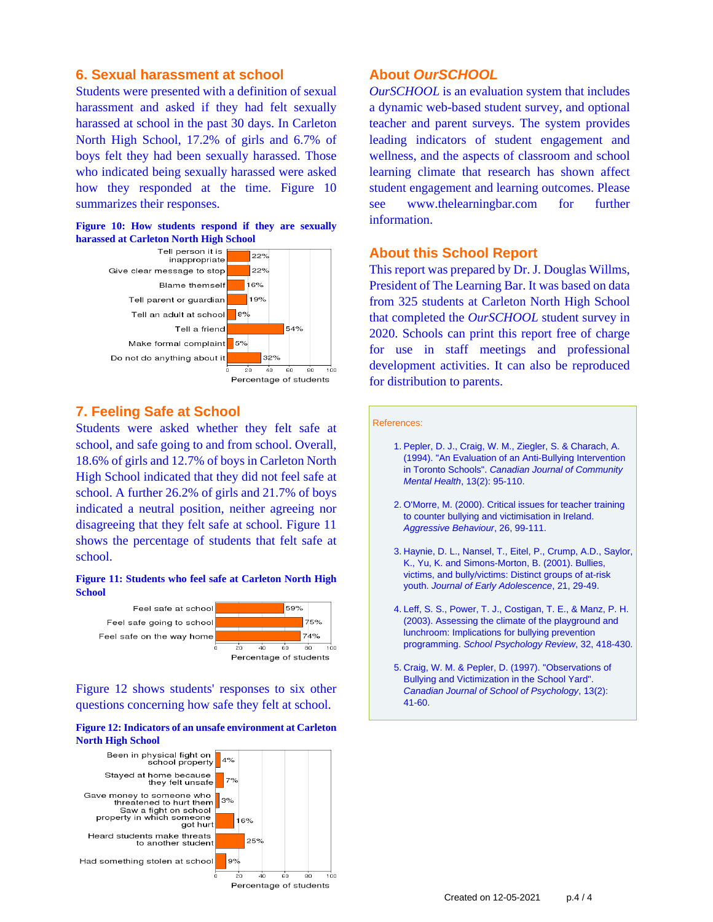## 6. Sexual harassment at school

Students were presented with a definition of sexual harassment and asked if they had felt sexually harassed at school in the past 30 days. In Carleton North High School, 17.2% of girls and 6.7% of boys felt they had been sexually harassed. Those who indicated being sexually harassed were asked how they responded at the time. Figure 10 summarizes their responses.

**Figure 10: How students respond if they are sexually harassed at Carleton North High School**

Tell person it is inappropriate 22%
Give clear message to stop 22%
Blame themself 16%
Tell parent or guardian 19%
Tell an adult at school 8%
Tell a friend 54%
Make formal complaint 5%
Do not do anything about it 32%
0 20 40 60 80 100
Percentage of students

## 7. Feeling Safe at School

Students were asked whether they felt safe at school, and safe going to and from school. Overall, 18.6% of girls and 12.7% of boys in Carleton North High School indicated that they did not feel safe at school. A further 26.2% of girls and 21.7% of boys indicated a neutral position, neither agreeing nor disagreeing that they felt safe at school. Figure 11 shows the percentage of students that felt safe at school.

**Figure 11: Students who feel safe at Carleton North High School**

Feel safe at school 59%
Feel safe going to school 75%
Feel safe on the way home 74%
0 20 40 60 80 100
Percentage of students

Figure 12 shows students' responses to six other questions concerning how safe they felt at school.

**Figure 12: Indicators of an unsafe environment at Carleton North High School**

Been in physical fight on school property 4%
Stayed at home because they felt unsafe 7%
Gave money to someone who threatened to hurt them 3%
Saw a fight on school property in which someone got hurt 16%
Heard students make threats to another student 25%
Had something stolen at school 9%
0 20 40 60 80 100
Percentage of students

## About *OurSCHOOL*

*OurSCHOOL* is an evaluation system that includes a dynamic web-based student survey, and optional teacher and parent surveys. The system provides leading indicators of student engagement and wellness, and the aspects of classroom and school learning climate that research has shown affect student engagement and learning outcomes. Please see www.thelearningbar.com for further information.

## About this School Report

This report was prepared by Dr. J. Douglas Willms, President of The Learning Bar. It was based on data from 325 students at Carleton North High School that completed the *OurSCHOOL* student survey in 2020. Schools can print this report free of charge for use in staff meetings and professional development activities. It can also be reproduced for distribution to parents.

References:

1. Pepler, D. J., Craig, W. M., Ziegler, S. & Charach, A. (1994). "An Evaluation of an Anti-Bullying Intervention in Toronto Schools". *Canadian Journal of Community Mental Health*, 13(2): 95-110.
2. O'Morre, M. (2000). Critical issues for teacher training to counter bullying and victimisation in Ireland. *Aggressive Behaviour*, 26, 99-111.
3. Haynie, D. L., Nansel, T., Eitel, P., Crump, A.D., Saylor, K., Yu, K. and Simons-Morton, B. (2001). Bullies, victims, and bully/victims: Distinct groups of at-risk youth. *Journal of Early Adolescence*, 21, 29-49.
4. Leff, S. S., Power, T. J., Costigan, T. E., & Manz, P. H. (2003). Assessing the climate of the playground and lunchroom: Implications for bullying prevention programming. *School Psychology Review*, 32, 418-430.
5. Craig, W. M. & Pepler, D. (1997). "Observations of Bullying and Victimization in the School Yard". *Canadian Journal of School of Psychology*, 13(2): 41-60.

Created on 12-05-2021